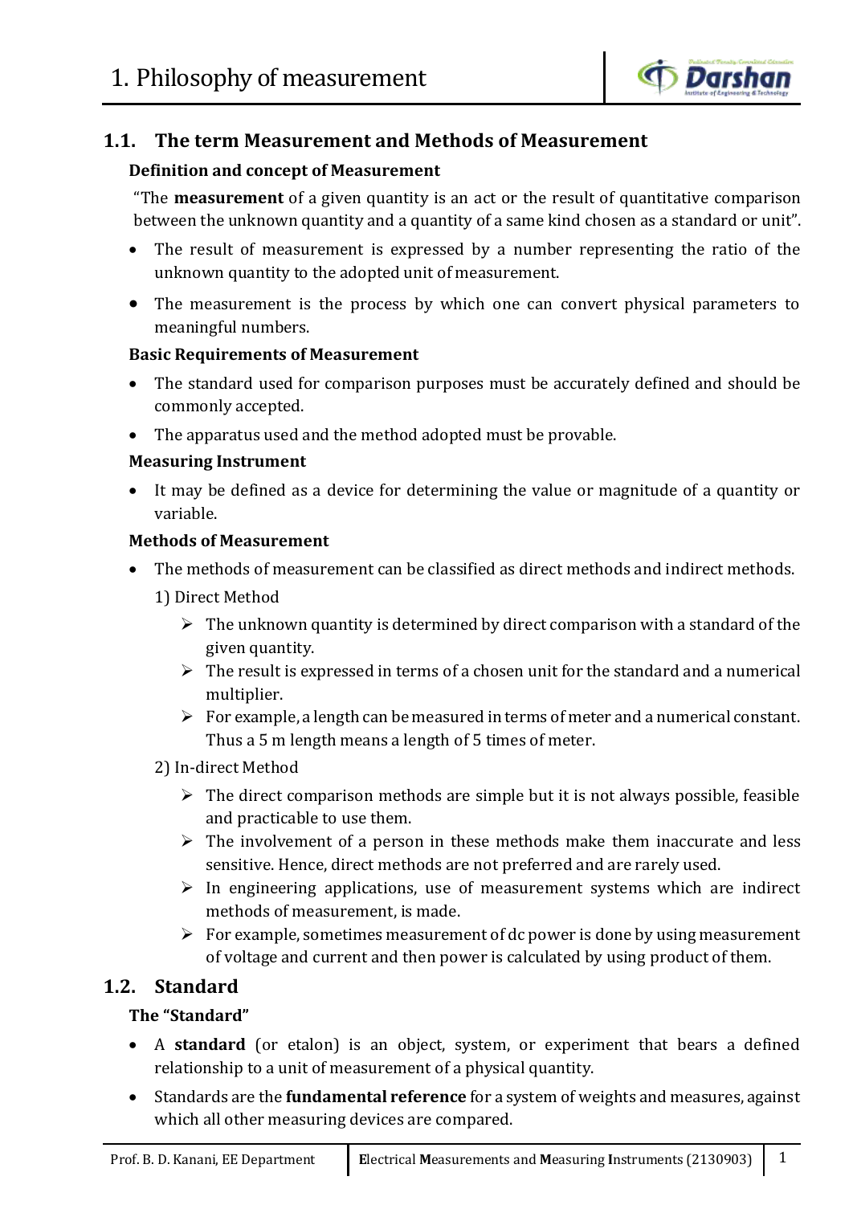# 1. Philosophy of measurement

## 1.1. The term Measurement and Methods of Measurement

### Definition and concept of Measurement

"The **measurement** of a given quantity is an act or the result of quantitative comparison between the unknown quantity and a quantity of a same kind chosen as a standard or unit".

- The result of measurement is expressed by a number representing the ratio of the unknown quantity to the adopted unit of measurement.
- The measurement is the process by which one can convert physical parameters to meaningful numbers.

### Basic Requirements of Measurement

- The standard used for comparison purposes must be accurately defined and should be commonly accepted.
- The apparatus used and the method adopted must be provable.

### Measuring Instrument

- It may be defined as a device for determining the value or magnitude of a quantity or variable.

### Methods of Measurement

- The methods of measurement can be classified as direct methods and indirect methods.

  1) Direct Method
     - The unknown quantity is determined by direct comparison with a standard of the given quantity.
     - The result is expressed in terms of a chosen unit for the standard and a numerical multiplier.
     - For example, a length can be measured in terms of meter and a numerical constant. Thus a 5 m length means a length of 5 times of meter.

  2) In-direct Method
     - The direct comparison methods are simple but it is not always possible, feasible and practicable to use them.
     - The involvement of a person in these methods make them inaccurate and less sensitive. Hence, direct methods are not preferred and are rarely used.
     - In engineering applications, use of measurement systems which are indirect methods of measurement, is made.
     - For example, sometimes measurement of dc power is done by using measurement of voltage and current and then power is calculated by using product of them.

## 1.2. Standard

### The "Standard"

- A **standard** (or etalon) is an object, system, or experiment that bears a defined relationship to a unit of measurement of a physical quantity.
- Standards are the **fundamental reference** for a system of weights and measures, against which all other measuring devices are compared.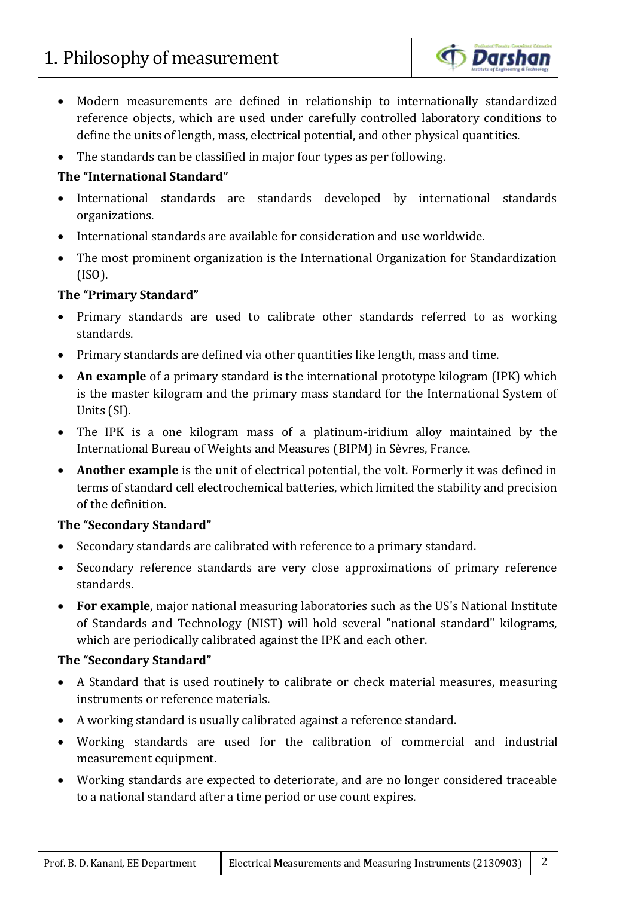- Modern measurements are defined in relationship to internationally standardized reference objects, which are used under carefully controlled laboratory conditions to define the units of length, mass, electrical potential, and other physical quantities.
- The standards can be classified in major four types as per following.

**The "International Standard"**

- International standards are standards developed by international standards organizations.
- International standards are available for consideration and use worldwide.
- The most prominent organization is the International Organization for Standardization (ISO).

**The "Primary Standard"**

- Primary standards are used to calibrate other standards referred to as working standards.
- Primary standards are defined via other quantities like length, mass and time.
- **An example** of a primary standard is the international prototype kilogram (IPK) which is the master kilogram and the primary mass standard for the International System of Units (SI).
- The IPK is a one kilogram mass of a platinum-iridium alloy maintained by the International Bureau of Weights and Measures (BIPM) in Sèvres, France.
- **Another example** is the unit of electrical potential, the volt. Formerly it was defined in terms of standard cell electrochemical batteries, which limited the stability and precision of the definition.

**The "Secondary Standard"**

- Secondary standards are calibrated with reference to a primary standard.
- Secondary reference standards are very close approximations of primary reference standards.
- **For example**, major national measuring laboratories such as the US's National Institute of Standards and Technology (NIST) will hold several "national standard" kilograms, which are periodically calibrated against the IPK and each other.

**The "Secondary Standard"**

- A Standard that is used routinely to calibrate or check material measures, measuring instruments or reference materials.
- A working standard is usually calibrated against a reference standard.
- Working standards are used for the calibration of commercial and industrial measurement equipment.
- Working standards are expected to deteriorate, and are no longer considered traceable to a national standard after a time period or use count expires.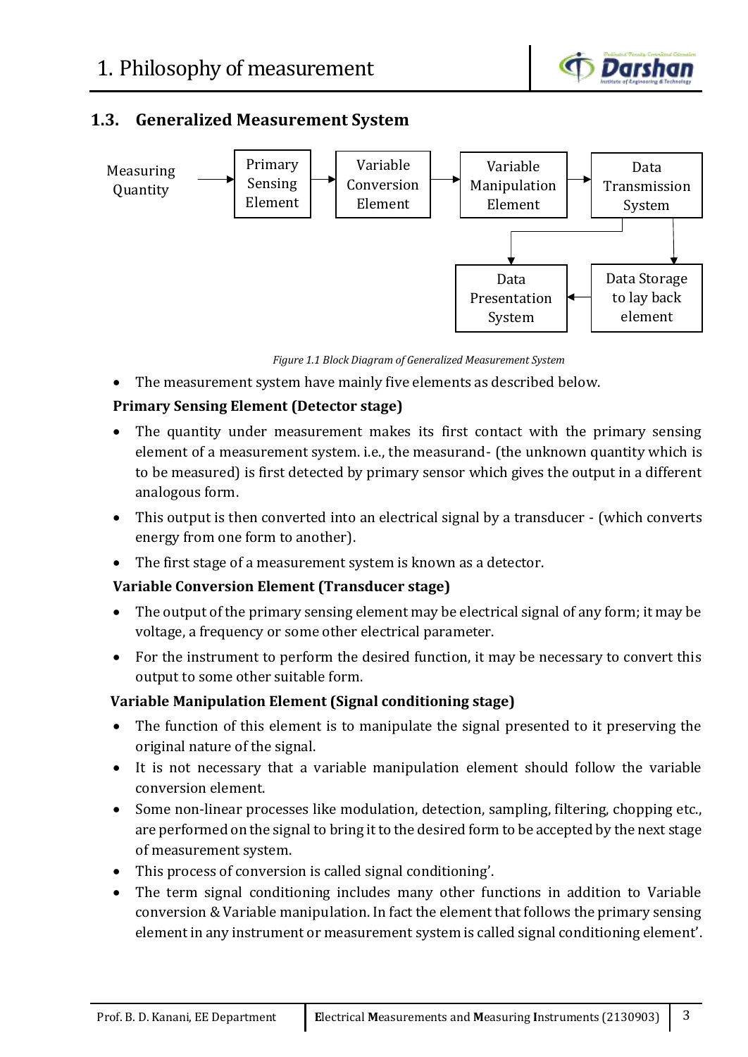## 1.3. Generalized Measurement System

Measuring Quantity → Primary Sensing Element → Variable Conversion Element → Variable Manipulation Element → Data Transmission System → Data Presentation System / Data Storage to lay back element

*Figure 1.1 Block Diagram of Generalized Measurement System*

- The measurement system have mainly five elements as described below.

**Primary Sensing Element (Detector stage)**

- The quantity under measurement makes its first contact with the primary sensing element of a measurement system. i.e., the measurand- (the unknown quantity which is to be measured) is first detected by primary sensor which gives the output in a different analogous form.
- This output is then converted into an electrical signal by a transducer - (which converts energy from one form to another).
- The first stage of a measurement system is known as a detector.

**Variable Conversion Element (Transducer stage)**

- The output of the primary sensing element may be electrical signal of any form; it may be voltage, a frequency or some other electrical parameter.
- For the instrument to perform the desired function, it may be necessary to convert this output to some other suitable form.

**Variable Manipulation Element (Signal conditioning stage)**

- The function of this element is to manipulate the signal presented to it preserving the original nature of the signal.
- It is not necessary that a variable manipulation element should follow the variable conversion element.
- Some non-linear processes like modulation, detection, sampling, filtering, chopping etc., are performed on the signal to bring it to the desired form to be accepted by the next stage of measurement system.
- This process of conversion is called signal conditioning'.
- The term signal conditioning includes many other functions in addition to Variable conversion & Variable manipulation. In fact the element that follows the primary sensing element in any instrument or measurement system is called signal conditioning element'.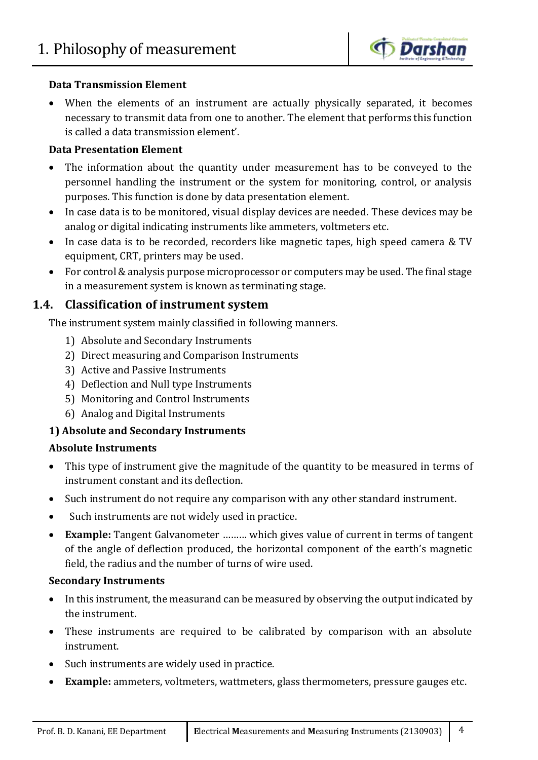**Data Transmission Element**

- When the elements of an instrument are actually physically separated, it becomes necessary to transmit data from one to another. The element that performs this function is called a data transmission element'.

**Data Presentation Element**

- The information about the quantity under measurement has to be conveyed to the personnel handling the instrument or the system for monitoring, control, or analysis purposes. This function is done by data presentation element.
- In case data is to be monitored, visual display devices are needed. These devices may be analog or digital indicating instruments like ammeters, voltmeters etc.
- In case data is to be recorded, recorders like magnetic tapes, high speed camera & TV equipment, CRT, printers may be used.
- For control & analysis purpose microprocessor or computers may be used. The final stage in a measurement system is known as terminating stage.

## 1.4. Classification of instrument system

The instrument system mainly classified in following manners.

1) Absolute and Secondary Instruments
2) Direct measuring and Comparison Instruments
3) Active and Passive Instruments
4) Deflection and Null type Instruments
5) Monitoring and Control Instruments
6) Analog and Digital Instruments

**1) Absolute and Secondary Instruments**

**Absolute Instruments**

- This type of instrument give the magnitude of the quantity to be measured in terms of instrument constant and its deflection.
- Such instrument do not require any comparison with any other standard instrument.
- Such instruments are not widely used in practice.
- **Example:** Tangent Galvanometer ……… which gives value of current in terms of tangent of the angle of deflection produced, the horizontal component of the earth's magnetic field, the radius and the number of turns of wire used.

**Secondary Instruments**

- In this instrument, the measurand can be measured by observing the output indicated by the instrument.
- These instruments are required to be calibrated by comparison with an absolute instrument.
- Such instruments are widely used in practice.
- **Example:** ammeters, voltmeters, wattmeters, glass thermometers, pressure gauges etc.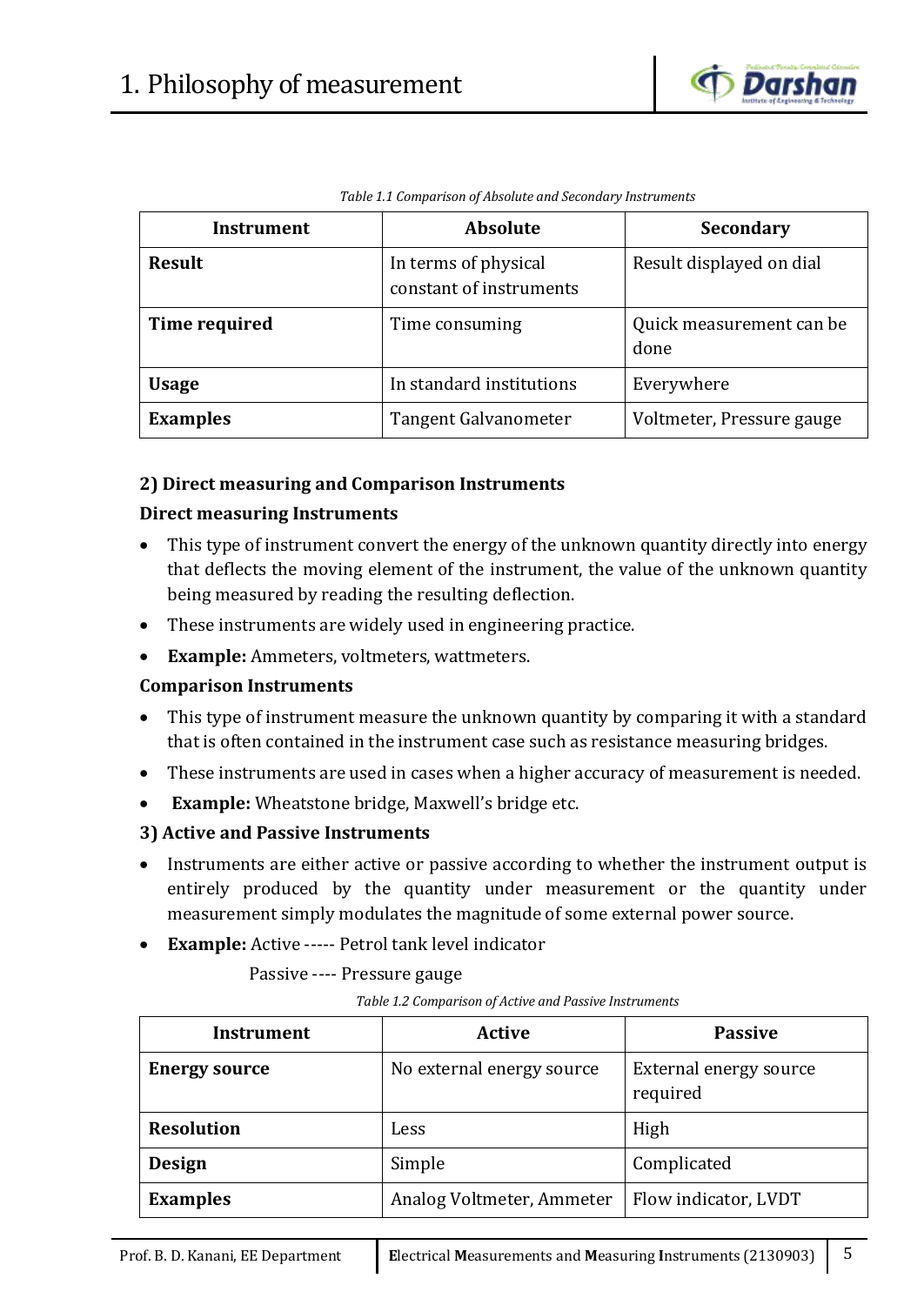*Table 1.1 Comparison of Absolute and Secondary Instruments*

| Instrument | Absolute | Secondary |
|---|---|---|
| **Result** | In terms of physical constant of instruments | Result displayed on dial |
| **Time required** | Time consuming | Quick measurement can be done |
| **Usage** | In standard institutions | Everywhere |
| **Examples** | Tangent Galvanometer | Voltmeter, Pressure gauge |

### 2) Direct measuring and Comparison Instruments

#### Direct measuring Instruments

- This type of instrument convert the energy of the unknown quantity directly into energy that deflects the moving element of the instrument, the value of the unknown quantity being measured by reading the resulting deflection.
- These instruments are widely used in engineering practice.
- **Example:** Ammeters, voltmeters, wattmeters.

#### Comparison Instruments

- This type of instrument measure the unknown quantity by comparing it with a standard that is often contained in the instrument case such as resistance measuring bridges.
- These instruments are used in cases when a higher accuracy of measurement is needed.
- **Example:** Wheatstone bridge, Maxwell's bridge etc.

### 3) Active and Passive Instruments

- Instruments are either active or passive according to whether the instrument output is entirely produced by the quantity under measurement or the quantity under measurement simply modulates the magnitude of some external power source.
- **Example:** Active ----- Petrol tank level indicator

  Passive ---- Pressure gauge

*Table 1.2 Comparison of Active and Passive Instruments*

| Instrument | Active | Passive |
|---|---|---|
| **Energy source** | No external energy source | External energy source required |
| **Resolution** | Less | High |
| **Design** | Simple | Complicated |
| **Examples** | Analog Voltmeter, Ammeter | Flow indicator, LVDT |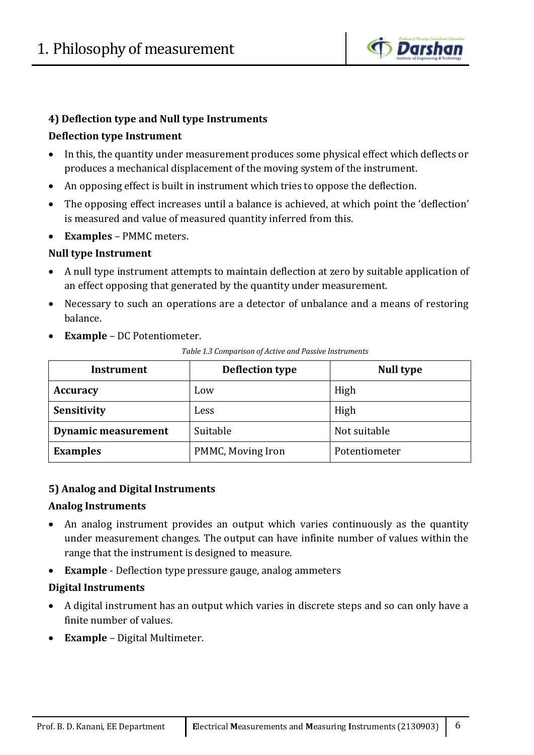### 4) Deflection type and Null type Instruments

**Deflection type Instrument**

- In this, the quantity under measurement produces some physical effect which deflects or produces a mechanical displacement of the moving system of the instrument.
- An opposing effect is built in instrument which tries to oppose the deflection.
- The opposing effect increases until a balance is achieved, at which point the 'deflection' is measured and value of measured quantity inferred from this.
- **Examples** – PMMC meters.

**Null type Instrument**

- A null type instrument attempts to maintain deflection at zero by suitable application of an effect opposing that generated by the quantity under measurement.
- Necessary to such an operations are a detector of unbalance and a means of restoring balance.
- **Example** – DC Potentiometer.

*Table 1.3 Comparison of Active and Passive Instruments*

| Instrument | Deflection type | Null type |
|---|---|---|
| **Accuracy** | Low | High |
| **Sensitivity** | Less | High |
| **Dynamic measurement** | Suitable | Not suitable |
| **Examples** | PMMC, Moving Iron | Potentiometer |

### 5) Analog and Digital Instruments

**Analog Instruments**

- An analog instrument provides an output which varies continuously as the quantity under measurement changes. The output can have infinite number of values within the range that the instrument is designed to measure.
- **Example** - Deflection type pressure gauge, analog ammeters

**Digital Instruments**

- A digital instrument has an output which varies in discrete steps and so can only have a finite number of values.
- **Example** – Digital Multimeter.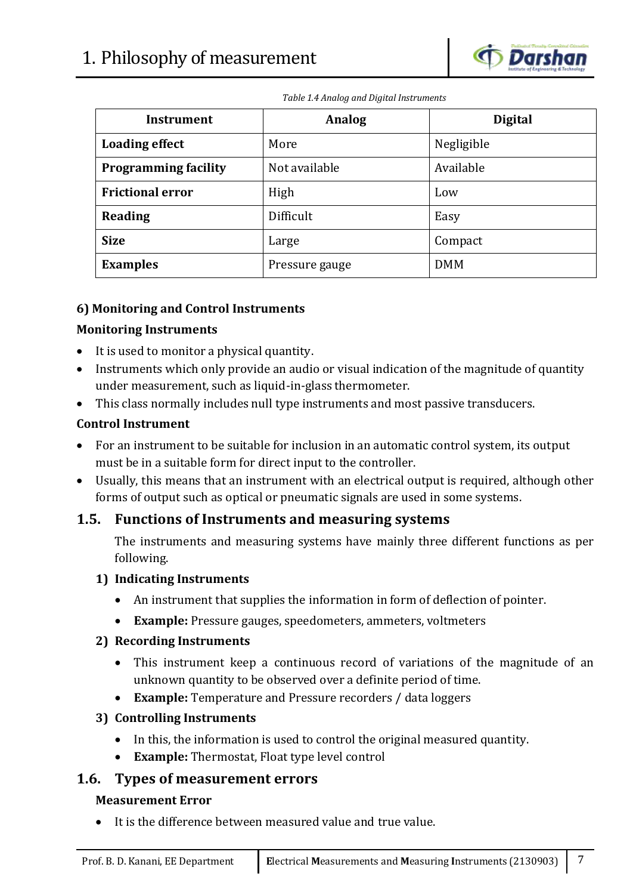*Table 1.4 Analog and Digital Instruments*

| Instrument | Analog | Digital |
|---|---|---|
| **Loading effect** | More | Negligible |
| **Programming facility** | Not available | Available |
| **Frictional error** | High | Low |
| **Reading** | Difficult | Easy |
| **Size** | Large | Compact |
| **Examples** | Pressure gauge | DMM |

**6) Monitoring and Control Instruments**

**Monitoring Instruments**

- It is used to monitor a physical quantity.
- Instruments which only provide an audio or visual indication of the magnitude of quantity under measurement, such as liquid-in-glass thermometer.
- This class normally includes null type instruments and most passive transducers.

**Control Instrument**

- For an instrument to be suitable for inclusion in an automatic control system, its output must be in a suitable form for direct input to the controller.
- Usually, this means that an instrument with an electrical output is required, although other forms of output such as optical or pneumatic signals are used in some systems.

## 1.5. Functions of Instruments and measuring systems

The instruments and measuring systems have mainly three different functions as per following.

### 1) Indicating Instruments

- An instrument that supplies the information in form of deflection of pointer.
- **Example:** Pressure gauges, speedometers, ammeters, voltmeters

### 2) Recording Instruments

- This instrument keep a continuous record of variations of the magnitude of an unknown quantity to be observed over a definite period of time.
- **Example:** Temperature and Pressure recorders / data loggers

### 3) Controlling Instruments

- In this, the information is used to control the original measured quantity.
- **Example:** Thermostat, Float type level control

## 1.6. Types of measurement errors

**Measurement Error**

- It is the difference between measured value and true value.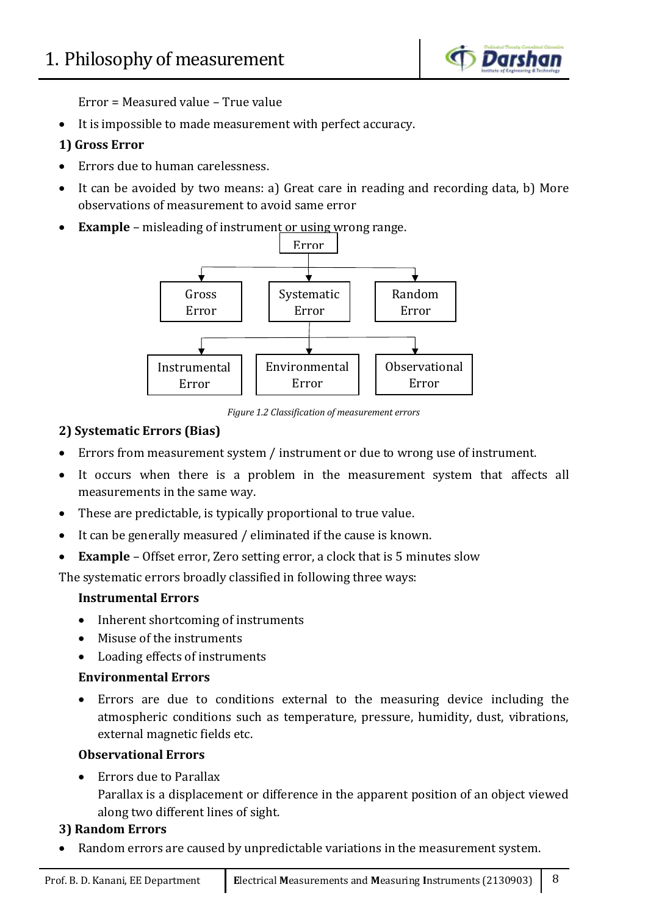Error = Measured value – True value

- It is impossible to made measurement with perfect accuracy.

**1) Gross Error**

- Errors due to human carelessness.
- It can be avoided by two means: a) Great care in reading and recording data, b) More observations of measurement to avoid same error
- **Example** – misleading of instrument or using wrong range.

Figure 1.2 Classification of measurement errors

**2) Systematic Errors (Bias)**

- Errors from measurement system / instrument or due to wrong use of instrument.
- It occurs when there is a problem in the measurement system that affects all measurements in the same way.
- These are predictable, is typically proportional to true value.
- It can be generally measured / eliminated if the cause is known.
- **Example** – Offset error, Zero setting error, a clock that is 5 minutes slow

The systematic errors broadly classified in following three ways:

**Instrumental Errors**

- Inherent shortcoming of instruments
- Misuse of the instruments
- Loading effects of instruments

**Environmental Errors**

- Errors are due to conditions external to the measuring device including the atmospheric conditions such as temperature, pressure, humidity, dust, vibrations, external magnetic fields etc.

**Observational Errors**

- Errors due to Parallax
  Parallax is a displacement or difference in the apparent position of an object viewed along two different lines of sight.

**3) Random Errors**

- Random errors are caused by unpredictable variations in the measurement system.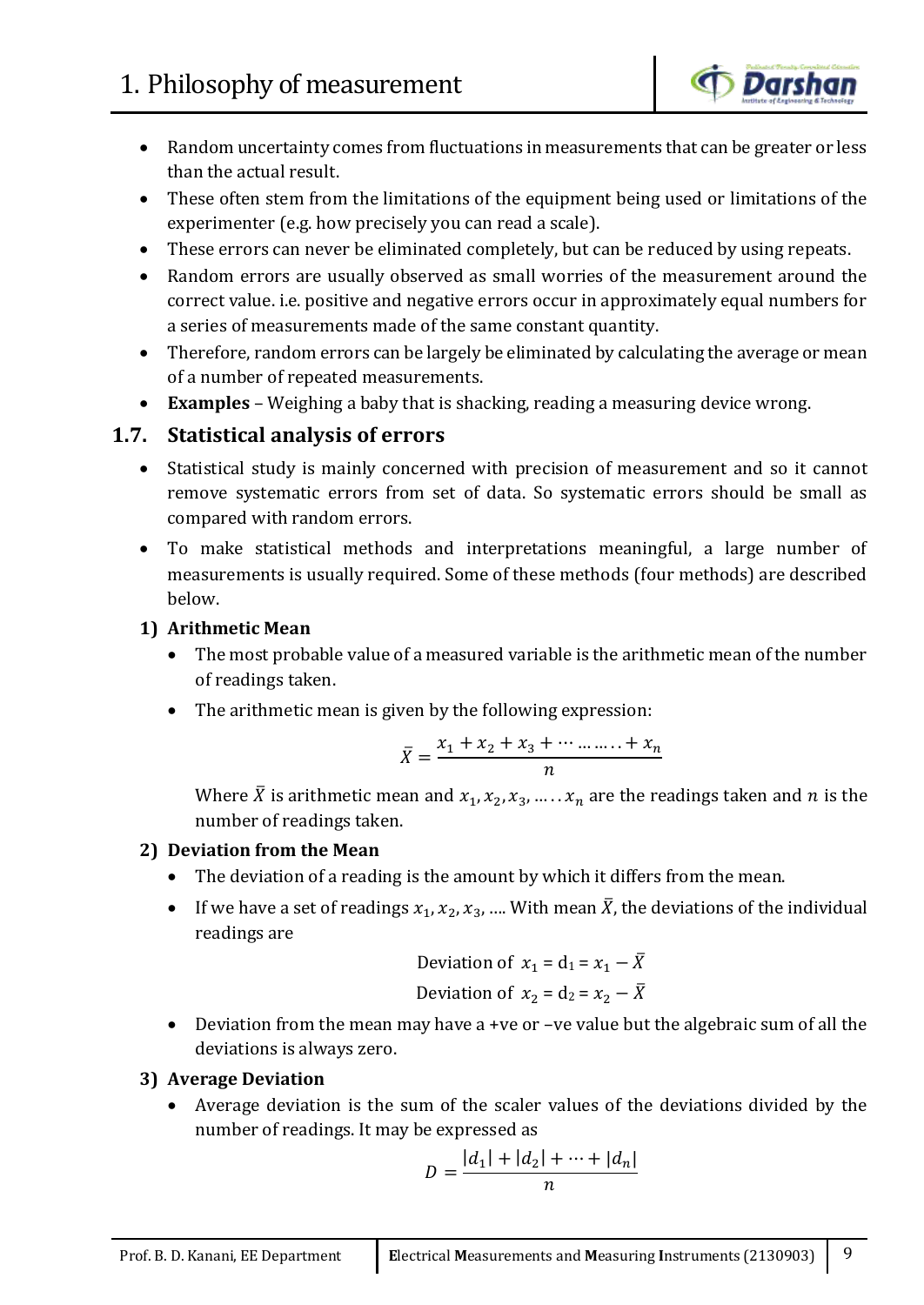- Random uncertainty comes from fluctuations in measurements that can be greater or less than the actual result.
- These often stem from the limitations of the equipment being used or limitations of the experimenter (e.g. how precisely you can read a scale).
- These errors can never be eliminated completely, but can be reduced by using repeats.
- Random errors are usually observed as small worries of the measurement around the correct value. i.e. positive and negative errors occur in approximately equal numbers for a series of measurements made of the same constant quantity.
- Therefore, random errors can be largely be eliminated by calculating the average or mean of a number of repeated measurements.
- **Examples** – Weighing a baby that is shacking, reading a measuring device wrong.

## 1.7. Statistical analysis of errors

- Statistical study is mainly concerned with precision of measurement and so it cannot remove systematic errors from set of data. So systematic errors should be small as compared with random errors.
- To make statistical methods and interpretations meaningful, a large number of measurements is usually required. Some of these methods (four methods) are described below.

### 1) Arithmetic Mean

- The most probable value of a measured variable is the arithmetic mean of the number of readings taken.
- The arithmetic mean is given by the following expression:

$$\bar{X} = \frac{x_1 + x_2 + x_3 + \cdots \ldots \ldots + x_n}{n}$$

Where $\bar{X}$ is arithmetic mean and $x_1, x_2, x_3, \ldots \ldots x_n$ are the readings taken and $n$ is the number of readings taken.

### 2) Deviation from the Mean

- The deviation of a reading is the amount by which it differs from the mean.
- If we have a set of readings $x_1, x_2, x_3, \ldots$ With mean $\bar{X}$, the deviations of the individual readings are

$$\text{Deviation of } x_1 = d_1 = x_1 - \bar{X}$$

$$\text{Deviation of } x_2 = d_2 = x_2 - \bar{X}$$

- Deviation from the mean may have a +ve or –ve value but the algebraic sum of all the deviations is always zero.

### 3) Average Deviation

- Average deviation is the sum of the scaler values of the deviations divided by the number of readings. It may be expressed as

$$D = \frac{|d_1| + |d_2| + \cdots + |d_n|}{n}$$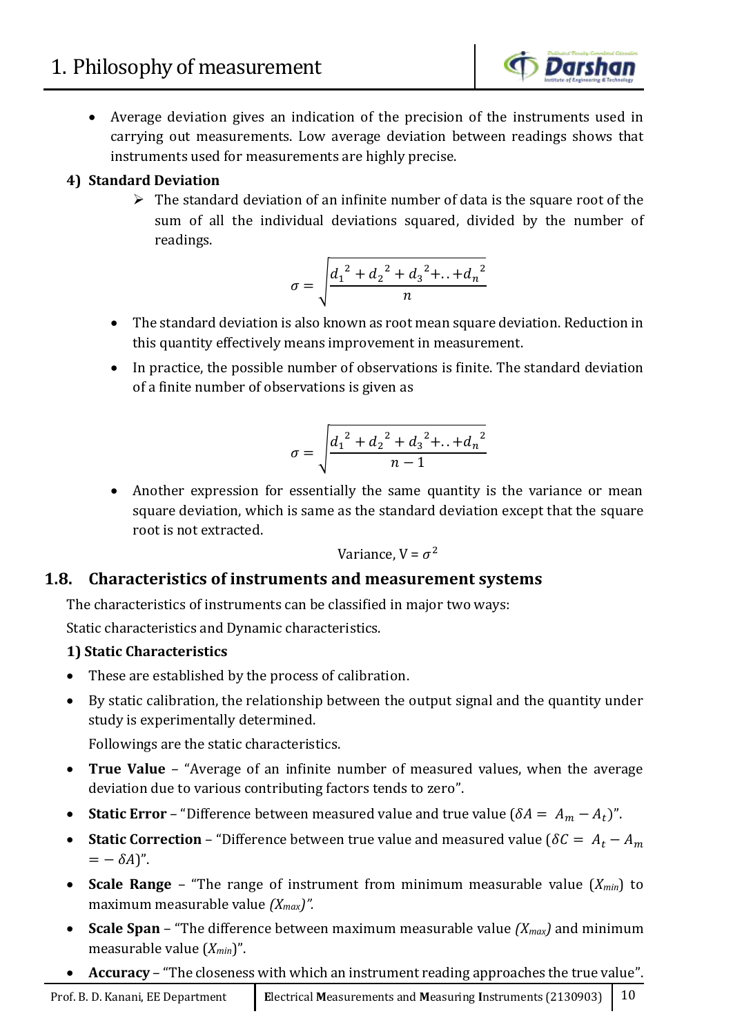- Average deviation gives an indication of the precision of the instruments used in carrying out measurements. Low average deviation between readings shows that instruments used for measurements are highly precise.

**4) Standard Deviation**

- The standard deviation of an infinite number of data is the square root of the sum of all the individual deviations squared, divided by the number of readings.

$$\sigma = \sqrt{\frac{{d_1}^2 + {d_2}^2 + {d_3}^2 + .. + {d_n}^2}{n}}$$

- The standard deviation is also known as root mean square deviation. Reduction in this quantity effectively means improvement in measurement.
- In practice, the possible number of observations is finite. The standard deviation of a finite number of observations is given as

$$\sigma = \sqrt{\frac{{d_1}^2 + {d_2}^2 + {d_3}^2 + .. + {d_n}^2}{n-1}}$$

- Another expression for essentially the same quantity is the variance or mean square deviation, which is same as the standard deviation except that the square root is not extracted.

$$\text{Variance, V} = \sigma^2$$

## 1.8. Characteristics of instruments and measurement systems

The characteristics of instruments can be classified in major two ways:

Static characteristics and Dynamic characteristics.

**1) Static Characteristics**

- These are established by the process of calibration.
- By static calibration, the relationship between the output signal and the quantity under study is experimentally determined.

  Followings are the static characteristics.

- **True Value** – "Average of an infinite number of measured values, when the average deviation due to various contributing factors tends to zero".
- **Static Error** – "Difference between measured value and true value ($\delta A = A_m - A_t$)".
- **Static Correction** – "Difference between true value and measured value ($\delta C = A_t - A_m = -\delta A$)".
- **Scale Range** – "The range of instrument from minimum measurable value ($X_{min}$) to maximum measurable value ($X_{max}$)".
- **Scale Span** – "The difference between maximum measurable value ($X_{max}$) and minimum measurable value ($X_{min}$)".
- **Accuracy** – "The closeness with which an instrument reading approaches the true value".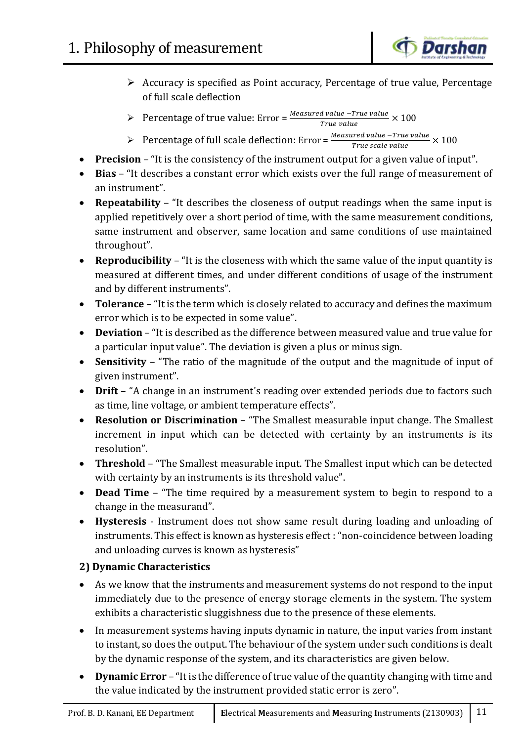- Accuracy is specified as Point accuracy, Percentage of true value, Percentage of full scale deflection
- Percentage of true value: Error = $\frac{Measured\ value - True\ value}{True\ value} \times 100$
- Percentage of full scale deflection: Error = $\frac{Measured\ value - True\ value}{True\ scale\ value} \times 100$

- **Precision** – "It is the consistency of the instrument output for a given value of input".
- **Bias** – "It describes a constant error which exists over the full range of measurement of an instrument".
- **Repeatability** – "It describes the closeness of output readings when the same input is applied repetitively over a short period of time, with the same measurement conditions, same instrument and observer, same location and same conditions of use maintained throughout".
- **Reproducibility** – "It is the closeness with which the same value of the input quantity is measured at different times, and under different conditions of usage of the instrument and by different instruments".
- **Tolerance** – "It is the term which is closely related to accuracy and defines the maximum error which is to be expected in some value".
- **Deviation** – "It is described as the difference between measured value and true value for a particular input value". The deviation is given a plus or minus sign.
- **Sensitivity** – "The ratio of the magnitude of the output and the magnitude of input of given instrument".
- **Drift** – "A change in an instrument's reading over extended periods due to factors such as time, line voltage, or ambient temperature effects".
- **Resolution or Discrimination** – "The Smallest measurable input change. The Smallest increment in input which can be detected with certainty by an instruments is its resolution".
- **Threshold** – "The Smallest measurable input. The Smallest input which can be detected with certainty by an instruments is its threshold value".
- **Dead Time** – "The time required by a measurement system to begin to respond to a change in the measurand".
- **Hysteresis** - Instrument does not show same result during loading and unloading of instruments. This effect is known as hysteresis effect : "non-coincidence between loading and unloading curves is known as hysteresis"

**2) Dynamic Characteristics**

- As we know that the instruments and measurement systems do not respond to the input immediately due to the presence of energy storage elements in the system. The system exhibits a characteristic sluggishness due to the presence of these elements.
- In measurement systems having inputs dynamic in nature, the input varies from instant to instant, so does the output. The behaviour of the system under such conditions is dealt by the dynamic response of the system, and its characteristics are given below.
- **Dynamic Error** – "It is the difference of true value of the quantity changing with time and the value indicated by the instrument provided static error is zero".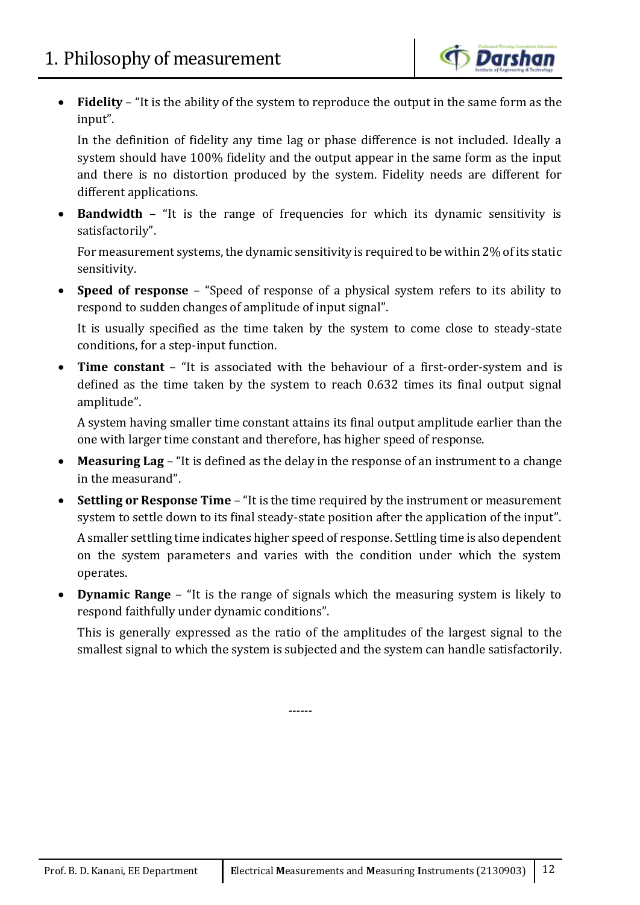- **Fidelity** – "It is the ability of the system to reproduce the output in the same form as the input".

  In the definition of fidelity any time lag or phase difference is not included. Ideally a system should have 100% fidelity and the output appear in the same form as the input and there is no distortion produced by the system. Fidelity needs are different for different applications.

- **Bandwidth** – "It is the range of frequencies for which its dynamic sensitivity is satisfactorily".

  For measurement systems, the dynamic sensitivity is required to be within 2% of its static sensitivity.

- **Speed of response** – "Speed of response of a physical system refers to its ability to respond to sudden changes of amplitude of input signal".

  It is usually specified as the time taken by the system to come close to steady-state conditions, for a step-input function.

- **Time constant** – "It is associated with the behaviour of a first-order-system and is defined as the time taken by the system to reach 0.632 times its final output signal amplitude".

  A system having smaller time constant attains its final output amplitude earlier than the one with larger time constant and therefore, has higher speed of response.

- **Measuring Lag** – "It is defined as the delay in the response of an instrument to a change in the measurand".

- **Settling or Response Time** – "It is the time required by the instrument or measurement system to settle down to its final steady-state position after the application of the input".

  A smaller settling time indicates higher speed of response. Settling time is also dependent on the system parameters and varies with the condition under which the system operates.

- **Dynamic Range** – "It is the range of signals which the measuring system is likely to respond faithfully under dynamic conditions".

  This is generally expressed as the ratio of the amplitudes of the largest signal to the smallest signal to which the system is subjected and the system can handle satisfactorily.

------